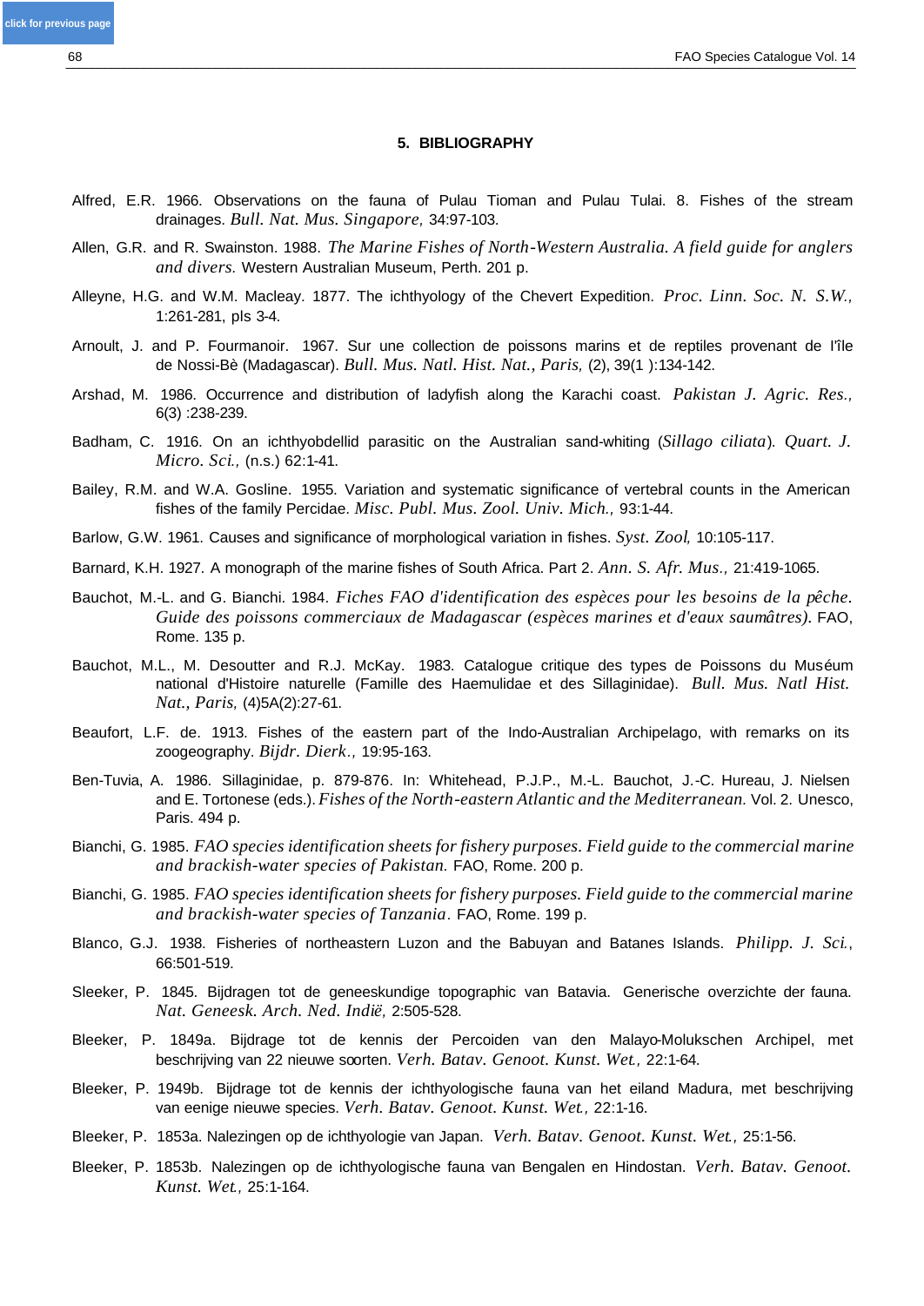## 5. BIBLIOGRAPHY

Alfred, E.R. 1966. Observations on the fauna of Pulau Tioman and Pulau Tulai. 8. Fishes of the stream drainages. *Bull. Nat. Mus. Singapore,* 34:97-103.

Allen, G.R. and R. Swainston. 1988. *The Marine Fishes of North-Western Australia. A field guide for anglers and divers.* Western Australian Museum, Perth. 201 p.

Alleyne, H.G. and W.M. Macleay. 1877. The ichthyology of the Chevert Expedition. *Proc. Linn. Soc. N. S.W.,* 1:261-281, pls 3-4.

Arnoult, J. and P. Fourmanoir. 1967. Sur une collection de poissons marins et de reptiles provenant de l'île de Nossi-Bè (Madagascar). *Bull. Mus. Natl. Hist. Nat., Paris,* (2), 39(1 ):134-142.

Arshad, M. 1986. Occurrence and distribution of ladyfish along the Karachi coast. *Pakistan J. Agric. Res.,* 6(3) :238-239.

Badham, C. 1916. On an ichthyobdellid parasitic on the Australian sand-whiting (*Sillago ciliata*). *Quart. J. Micro. Sci.,* (n.s.) 62:1-41.

Bailey, R.M. and W.A. Gosline. 1955. Variation and systematic significance of vertebral counts in the American fishes of the family Percidae. *Misc. Publ. Mus. Zool. Univ. Mich.,* 93:1-44.

Barlow, G.W. 1961. Causes and significance of morphological variation in fishes. *Syst. Zool,* 10:105-117.

Barnard, K.H. 1927. A monograph of the marine fishes of South Africa. Part 2. *Ann. S. Afr. Mus.,* 21:419-1065.

Bauchot, M.-L. and G. Bianchi. 1984. *Fiches FAO d'identification des espèces pour les besoins de la pêche. Guide des poissons commerciaux de Madagascar (espèces marines et d'eaux saumâtres).* FAO, Rome. 135 p.

Bauchot, M.L., M. Desoutter and R.J. McKay. 1983. Catalogue critique des types de Poissons du Muséum national d'Histoire naturelle (Famille des Haemulidae et des Sillaginidae). *Bull. Mus. Natl Hist. Nat., Paris,* (4)5A(2):27-61.

Beaufort, L.F. de. 1913. Fishes of the eastern part of the Indo-Australian Archipelago, with remarks on its zoogeography. *Bijdr. Dierk.,* 19:95-163.

Ben-Tuvia, A. 1986. Sillaginidae, p. 879-876. In: Whitehead, P.J.P., M.-L. Bauchot, J.-C. Hureau, J. Nielsen and E. Tortonese (eds.). *Fishes of the North-eastern Atlantic and the Mediterranean.* Vol. 2. Unesco, Paris. 494 p.

Bianchi, G. 1985. *FAO species identification sheets for fishery purposes. Field guide to the commercial marine and brackish-water species of Pakistan.* FAO, Rome. 200 p.

Bianchi, G. 1985. *FAO species identification sheets for fishery purposes. Field guide to the commercial marine and brackish-water species of Tanzania.* FAO, Rome. 199 p.

Blanco, G.J. 1938. Fisheries of northeastern Luzon and the Babuyan and Batanes Islands. *Philipp. J. Sci.,* 66:501-519.

Sleeker, P. 1845. Bijdragen tot de geneeskundige topographic van Batavia. Generische overzichte der fauna. *Nat. Geneesk. Arch. Ned. Indië,* 2:505-528.

Bleeker, P. 1849a. Bijdrage tot de kennis der Percoiden van den Malayo-Molukschen Archipel, met beschrijving van 22 nieuwe soorten. *Verh. Batav. Genoot. Kunst. Wet.,* 22:1-64.

Bleeker, P. 1949b. Bijdrage tot de kennis der ichthyologische fauna van het eiland Madura, met beschrijving van eenige nieuwe species. *Verh. Batav. Genoot. Kunst. Wet.,* 22:1-16.

Bleeker, P. 1853a. Nalezingen op de ichthyologie van Japan. *Verh. Batav. Genoot. Kunst. Wet.,* 25:1-56.

Bleeker, P. 1853b. Nalezingen op de ichthyologische fauna van Bengalen en Hindostan. *Verh. Batav. Genoot. Kunst. Wet.,* 25:1-164.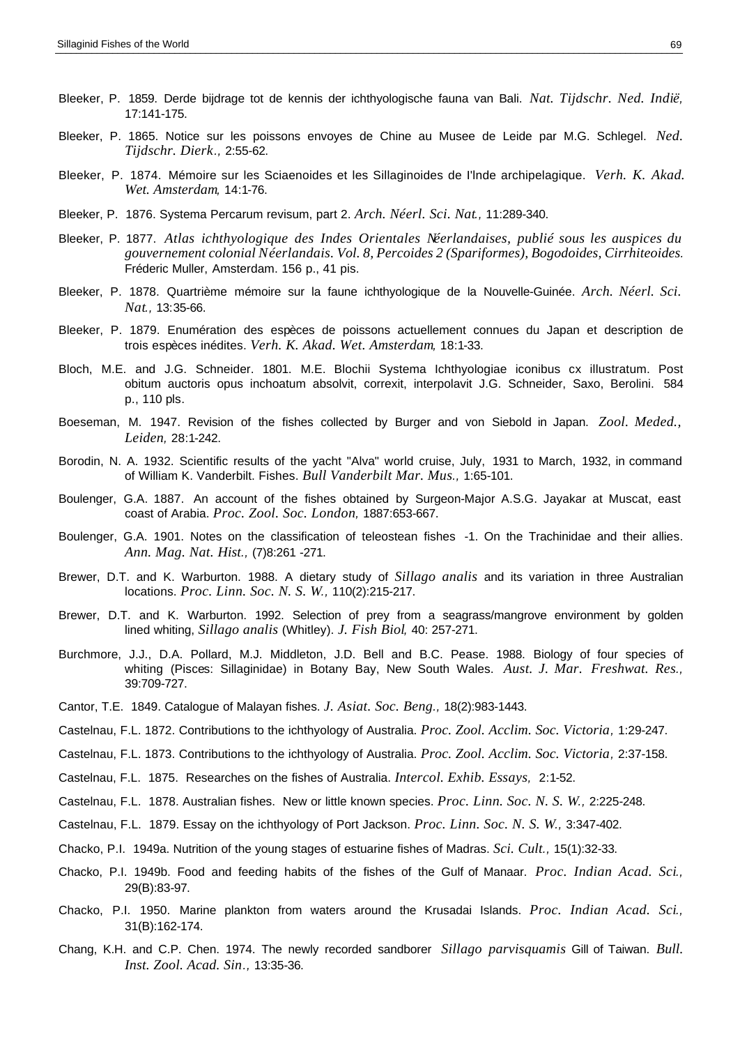Bleeker, P. 1859. Derde bijdrage tot de kennis der ichthyologische fauna van Bali. *Nat. Tijdschr. Ned. Indië,* 17:141-175.

Bleeker, P. 1865. Notice sur les poissons envoyes de Chine au Musee de Leide par M.G. Schlegel. *Ned. Tijdschr. Dierk.,* 2:55-62.

Bleeker, P. 1874. Mémoire sur les Sciaenoides et les Sillaginoides de I'lnde archipelagique. *Verh. K. Akad. Wet. Amsterdam,* 14:1-76.

Bleeker, P. 1876. Systema Percarum revisum, part 2. *Arch. Néerl. Sci. Nat.,* 11:289-340.

Bleeker, P. 1877. *Atlas ichthyologique des Indes Orientales Néerlandaises, publié sous les auspices du gouvernement colonial Néerlandais. Vol. 8, Percoides 2 (Spariformes), Bogodoides, Cirrhiteoides.* Fréderic Muller, Amsterdam. 156 p., 41 pis.

Bleeker, P. 1878. Quartrième mémoire sur la faune ichthyologique de la Nouvelle-Guinée. *Arch. Néerl. Sci. Nat.,* 13:35-66.

Bleeker, P. 1879. Enumération des espèces de poissons actuellement connues du Japan et description de trois espèces inédites. *Verh. K. Akad. Wet. Amsterdam,* 18:1-33.

Bloch, M.E. and J.G. Schneider. 1801. M.E. Blochii Systema Ichthyologiae iconibus cx illustratum. Post obitum auctoris opus inchoatum absolvit, correxit, interpolavit J.G. Schneider, Saxo, Berolini. 584 p., 110 pls.

Boeseman, M. 1947. Revision of the fishes collected by Burger and von Siebold in Japan. *Zool. Meded., Leiden,* 28:1-242.

Borodin, N. A. 1932. Scientific results of the yacht "Alva" world cruise, July, 1931 to March, 1932, in command of William K. Vanderbilt. Fishes. *Bull Vanderbilt Mar. Mus.,* 1:65-101.

Boulenger, G.A. 1887. An account of the fishes obtained by Surgeon-Major A.S.G. Jayakar at Muscat, east coast of Arabia. *Proc. Zool. Soc. London,* 1887:653-667.

Boulenger, G.A. 1901. Notes on the classification of teleostean fishes -1. On the Trachinidae and their allies. *Ann. Mag. Nat. Hist.,* (7)8:261 -271.

Brewer, D.T. and K. Warburton. 1988. A dietary study of *Sillago analis* and its variation in three Australian locations. *Proc. Linn. Soc. N. S. W.,* 110(2):215-217.

Brewer, D.T. and K. Warburton. 1992. Selection of prey from a seagrass/mangrove environment by golden lined whiting, *Sillago analis* (Whitley). *J. Fish Biol,* 40: 257-271.

Burchmore, J.J., D.A. Pollard, M.J. Middleton, J.D. Bell and B.C. Pease. 1988. Biology of four species of whiting (Pisces: Sillaginidae) in Botany Bay, New South Wales. *Aust. J. Mar. Freshwat. Res.,* 39:709-727.

Cantor, T.E. 1849. Catalogue of Malayan fishes. *J. Asiat. Soc. Beng.,* 18(2):983-1443.

Castelnau, F.L. 1872. Contributions to the ichthyology of Australia. *Proc. Zool. Acclim. Soc. Victoria,* 1:29-247.

Castelnau, F.L. 1873. Contributions to the ichthyology of Australia. *Proc. Zool. Acclim. Soc. Victoria,* 2:37-158.

Castelnau, F.L. 1875. Researches on the fishes of Australia. *Intercol. Exhib. Essays,* 2:1-52.

Castelnau, F.L. 1878. Australian fishes. New or little known species. *Proc. Linn. Soc. N. S. W.,* 2:225-248.

Castelnau, F.L. 1879. Essay on the ichthyology of Port Jackson. *Proc. Linn. Soc. N. S. W.,* 3:347-402.

Chacko, P.I. 1949a. Nutrition of the young stages of estuarine fishes of Madras. *Sci. Cult.,* 15(1):32-33.

Chacko, P.I. 1949b. Food and feeding habits of the fishes of the Gulf of Manaar. *Proc. Indian Acad. Sci.,* 29(B):83-97.

Chacko, P.I. 1950. Marine plankton from waters around the Krusadai Islands. *Proc. Indian Acad. Sci.,* 31(B):162-174.

Chang, K.H. and C.P. Chen. 1974. The newly recorded sandborer *Sillago parvisquamis* Gill of Taiwan. *Bull. Inst. Zool. Acad. Sin.,* 13:35-36.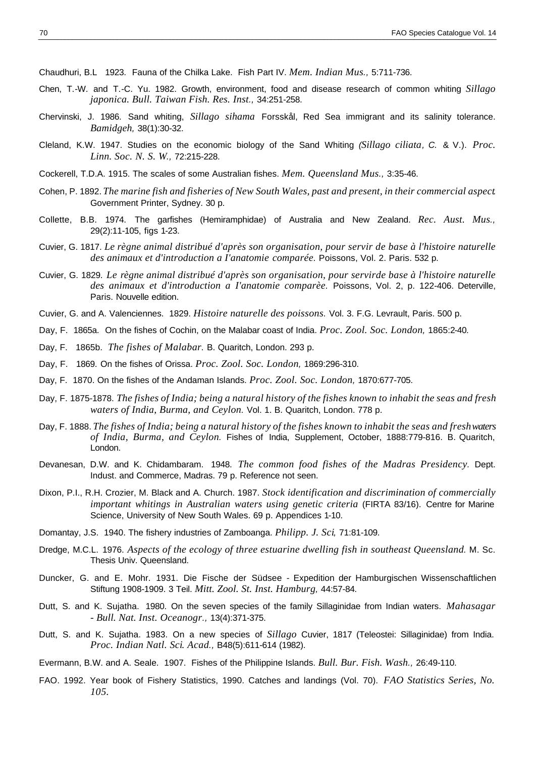Chaudhuri, B.L 1923. Fauna of the Chilka Lake. Fish Part IV. *Mem. Indian Mus.,* 5:711-736.

Chen, T.-W. and T.-C. Yu. 1982. Growth, environment, food and disease research of common whiting *Sillago japonica. Bull. Taiwan Fish. Res. Inst.,* 34:251-258.

Chervinski, J. 1986. Sand whiting, *Sillago sihama* Forsskål, Red Sea immigrant and its salinity tolerance. *Bamidgeh,* 38(1):30-32.

Cleland, K.W. 1947. Studies on the economic biology of the Sand Whiting *(Sillago ciliata, C.* & V.). *Proc. Linn. Soc. N. S. W.,* 72:215-228.

Cockerell, T.D.A. 1915. The scales of some Australian fishes. *Mem. Queensland Mus.,* 3:35-46.

Cohen, P. 1892. *The marine fish and fisheries of New South Wales, past and present, in their commercial aspect.* Government Printer, Sydney. 30 p.

Collette, B.B. 1974. The garfishes (Hemiramphidae) of Australia and New Zealand. *Rec. Aust. Mus.,* 29(2):11-105, figs 1-23.

Cuvier, G. 1817. *Le règne animal distribué d'après son organisation, pour servir de base à l'histoire naturelle des animaux et d'introduction a I'anatomie comparée.* Poissons, Vol. 2. Paris. 532 p.

Cuvier, G. 1829. *Le règne animal distribué d'après son organisation, pour servirde base à l'histoire naturelle des animaux et d'introduction a I'anatomie comparèe.* Poissons, Vol. 2, p. 122-406. Deterville, Paris. Nouvelle edition.

Cuvier, G. and A. Valenciennes. 1829. *Histoire naturelle des poissons.* Vol. 3. F.G. Levrault, Paris. 500 p.

Day, F. 1865a. On the fishes of Cochin, on the Malabar coast of India. *Proc. Zool. Soc. London,* 1865:2-40.

Day, F. 1865b. *The fishes of Malabar.* B. Quaritch, London. 293 p.

Day, F. 1869. On the fishes of Orissa. *Proc. Zool. Soc. London,* 1869:296-310.

Day, F. 1870. On the fishes of the Andaman Islands. *Proc. Zool. Soc. London,* 1870:677-705.

Day, F. 1875-1878. *The fishes of India; being a natural history of the fishes known to inhabit the seas and fresh waters of India, Burma, and Ceylon.* Vol. 1. B. Quaritch, London. 778 p.

Day, F. 1888. *The fishes of India; being a natural history of the fishes known to inhabit the seas and fresh waters of India, Burma, and Ceylon.* Fishes of India, Supplement, October, 1888:779-816. B. Quaritch, London.

Devanesan, D.W. and K. Chidambaram. 1948. *The common food fishes of the Madras Presidency.* Dept. Indust. and Commerce, Madras. 79 p. Reference not seen.

Dixon, P.I., R.H. Crozier, M. Black and A. Church. 1987. *Stock identification and discrimination of commercially important whitings in Australian waters using genetic criteria* (FIRTA 83/16). Centre for Marine Science, University of New South Wales. 69 p. Appendices 1-10.

Domantay, J.S. 1940. The fishery industries of Zamboanga. *Philipp. J. Sci,* 71:81-109.

Dredge, M.C.L. 1976. *Aspects of the ecology of three estuarine dwelling fish in southeast Queensland.* M. Sc. Thesis Univ. Queensland.

Duncker, G. and E. Mohr. 1931. Die Fische der Südsee - Expedition der Hamburgischen Wissenschaftlichen Stiftung 1908-1909. 3 Teil. *Mitt. Zool. St. Inst. Hamburg,* 44:57-84.

Dutt, S. and K. Sujatha. 1980. On the seven species of the family Sillaginidae from Indian waters. *Mahasagar - Bull. Nat. Inst. Oceanogr.,* 13(4):371-375.

Dutt, S. and K. Sujatha. 1983. On a new species of *Sillago* Cuvier, 1817 (Teleostei: Sillaginidae) from India. *Proc. Indian Natl. Sci. Acad.,* B48(5):611-614 (1982).

Evermann, B.W. and A. Seale. 1907. Fishes of the Philippine Islands. *Bull. Bur. Fish. Wash.,* 26:49-110.

FAO. 1992. Year book of Fishery Statistics, 1990. Catches and landings (Vol. 70). *FAO Statistics Series, No. 105.*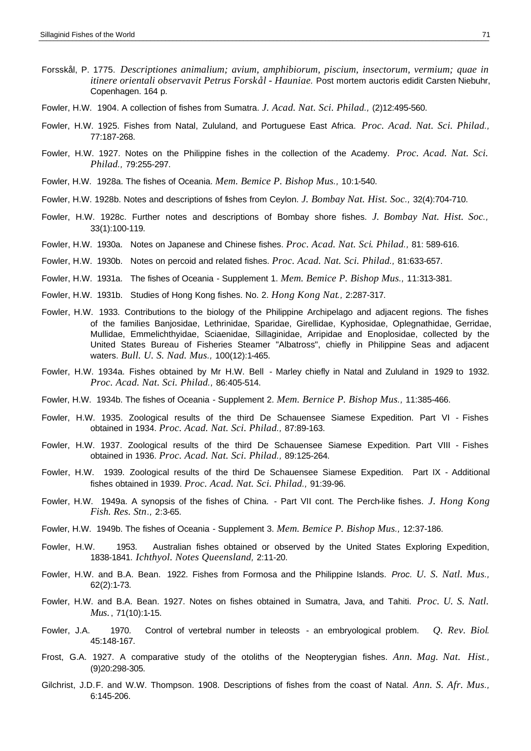Forsskål, P. 1775. *Descriptiones animalium; avium, amphibiorum, piscium, insectorum, vermium; quae in itinere orientali observavit Petrus Forskål - Hauniae.* Post mortem auctoris edidit Carsten Niebuhr, Copenhagen. 164 p.

Fowler, H.W. 1904. A collection of fishes from Sumatra. *J. Acad. Nat. Sci. Philad.,* (2)12:495-560.

Fowler, H.W. 1925. Fishes from Natal, Zululand, and Portuguese East Africa. *Proc. Acad. Nat. Sci. Philad.,* 77:187-268.

Fowler, H.W. 1927. Notes on the Philippine fishes in the collection of the Academy. *Proc. Acad. Nat. Sci. Philad.,* 79:255-297.

Fowler, H.W. 1928a. The fishes of Oceania. *Mem. Bemice P. Bishop Mus.,* 10:1-540.

Fowler, H.W. 1928b. Notes and descriptions of fishes from Ceylon. *J. Bombay Nat. Hist. Soc.,* 32(4):704-710.

Fowler, H.W. 1928c. Further notes and descriptions of Bombay shore fishes. *J. Bombay Nat. Hist. Soc.,* 33(1):100-119.

Fowler, H.W. 1930a. Notes on Japanese and Chinese fishes. *Proc. Acad. Nat. Sci. Philad.,* 81: 589-616.

Fowler, H.W. 1930b. Notes on percoid and related fishes. *Proc. Acad. Nat. Sci. Philad.,* 81:633-657.

Fowler, H.W. 1931a. The fishes of Oceania - Supplement 1. *Mem. Bemice P. Bishop Mus.,* 11:313-381.

Fowler, H.W. 1931b. Studies of Hong Kong fishes. No. 2. *Hong Kong Nat.,* 2:287-317.

Fowler, H.W. 1933. Contributions to the biology of the Philippine Archipelago and adjacent regions. The fishes of the families Banjosidae, Lethrinidae, Sparidae, Girellidae, Kyphosidae, Oplegnathidae, Gerridae, Mullidae, Emmelichthyidae, Sciaenidae, Sillaginidae, Arripidae and Enoplosidae, collected by the United States Bureau of Fisheries Steamer "Albatross", chiefly in Philippine Seas and adjacent waters. *Bull. U. S. Nad. Mus.,* 100(12):1-465.

Fowler, H.W. 1934a. Fishes obtained by Mr H.W. Bell - Marley chiefly in Natal and Zululand in 1929 to 1932. *Proc. Acad. Nat. Sci. Philad.,* 86:405-514.

Fowler, H.W. 1934b. The fishes of Oceania - Supplement 2. *Mem. Bernice P. Bishop Mus.,* 11:385-466.

Fowler, H.W. 1935. Zoological results of the third De Schauensee Siamese Expedition. Part VI - Fishes obtained in 1934. *Proc. Acad. Nat. Sci. Philad.,* 87:89-163.

Fowler, H.W. 1937. Zoological results of the third De Schauensee Siamese Expedition. Part VIII - Fishes obtained in 1936. *Proc. Acad. Nat. Sci. Philad.,* 89:125-264.

Fowler, H.W. 1939. Zoological results of the third De Schauensee Siamese Expedition. Part IX - Additional fishes obtained in 1939. *Proc. Acad. Nat. Sci. Philad.,* 91:39-96.

Fowler, H.W. 1949a. A synopsis of the fishes of China. - Part VII cont. The Perch-like fishes. *J. Hong Kong Fish. Res. Stn.,* 2:3-65.

Fowler, H.W. 1949b. The fishes of Oceania - Supplement 3. *Mem. Bemice P. Bishop Mus.,* 12:37-186.

Fowler, H.W. 1953. Australian fishes obtained or observed by the United States Exploring Expedition, 1838-1841. *Ichthyol. Notes Queensland,* 2:11-20.

Fowler, H.W. and B.A. Bean. 1922. Fishes from Formosa and the Philippine Islands. *Proc. U. S. Natl. Mus.,* 62(2):1-73.

Fowler, H.W. and B.A. Bean. 1927. Notes on fishes obtained in Sumatra, Java, and Tahiti. *Proc. U. S. Natl. Mus.*, 71(10):1-15.

Fowler, J.A. 1970. Control of vertebral number in teleosts - an embryological problem. *Q. Rev. Biol.* 45:148-167.

Frost, G.A. 1927. A comparative study of the otoliths of the Neopterygian fishes. *Ann. Mag. Nat. Hist.,* (9)20:298-305.

Gilchrist, J.D.F. and W.W. Thompson. 1908. Descriptions of fishes from the coast of Natal. *Ann. S. Afr. Mus.,* 6:145-206.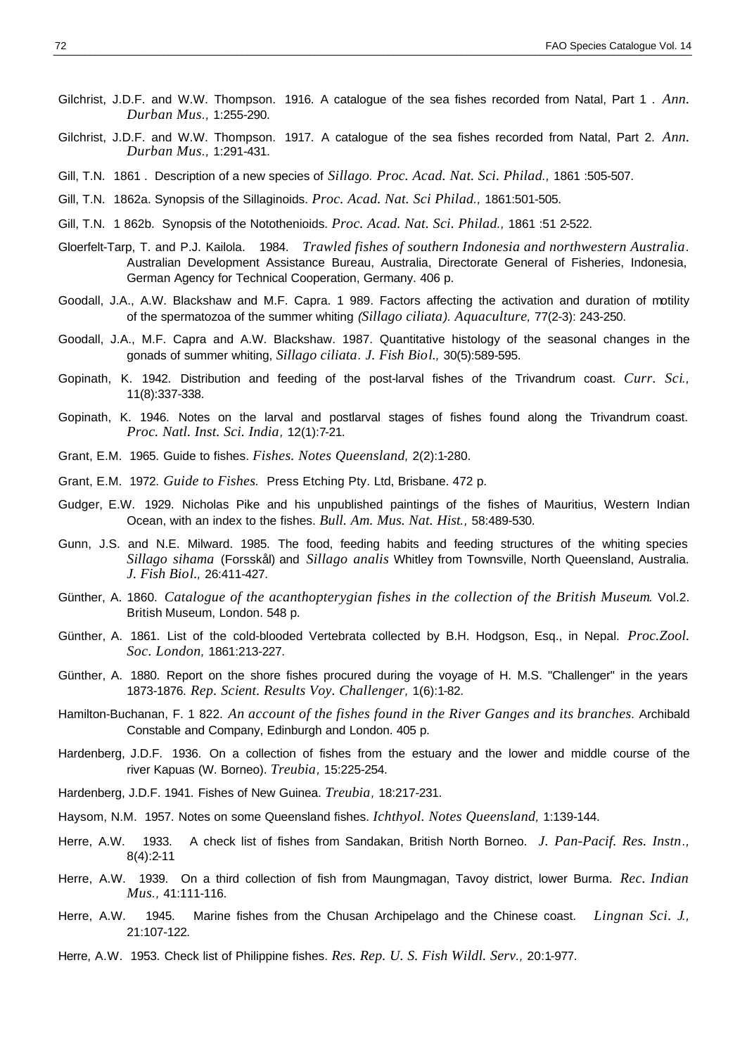Gilchrist, J.D.F. and W.W. Thompson. 1916. A catalogue of the sea fishes recorded from Natal, Part 1 . *Ann. Durban Mus.,* 1:255-290.

Gilchrist, J.D.F. and W.W. Thompson. 1917. A catalogue of the sea fishes recorded from Natal, Part 2. *Ann. Durban Mus.,* 1:291-431.

Gill, T.N. 1861 . Description of a new species of *Sillago. Proc. Acad. Nat. Sci. Philad.,* 1861 :505-507.

Gill, T.N. 1862a. Synopsis of the Sillaginoids. *Proc. Acad. Nat. Sci Philad.,* 1861:501-505.

Gill, T.N. 1 862b. Synopsis of the Notothenioids. *Proc. Acad. Nat. Sci. Philad.,* 1861 :51 2-522.

Gloerfelt-Tarp, T. and P.J. Kailola. 1984. *Trawled fishes of southern Indonesia and northwestern Australia*. Australian Development Assistance Bureau, Australia, Directorate General of Fisheries, Indonesia, German Agency for Technical Cooperation, Germany. 406 p.

Goodall, J.A., A.W. Blackshaw and M.F. Capra. 1 989. Factors affecting the activation and duration of motility of the spermatozoa of the summer whiting *(Sillago ciliata). Aquaculture,* 77(2-3): 243-250.

Goodall, J.A., M.F. Capra and A.W. Blackshaw. 1987. Quantitative histology of the seasonal changes in the gonads of summer whiting, *Sillago ciliata*. *J. Fish Biol.,* 30(5):589-595.

Gopinath, K. 1942. Distribution and feeding of the post-larval fishes of the Trivandrum coast. *Curr. Sci.,* 11(8):337-338.

Gopinath, K. 1946. Notes on the larval and postlarval stages of fishes found along the Trivandrum coast. *Proc. Natl. Inst. Sci. India,* 12(1):7-21.

Grant, E.M. 1965. Guide to fishes. *Fishes. Notes Queensland,* 2(2):1-280.

Grant, E.M. 1972. *Guide to Fishes.* Press Etching Pty. Ltd, Brisbane. 472 p.

Gudger, E.W. 1929. Nicholas Pike and his unpublished paintings of the fishes of Mauritius, Western Indian Ocean, with an index to the fishes. *Bull. Am. Mus. Nat. Hist.,* 58:489-530.

Gunn, J.S. and N.E. Milward. 1985. The food, feeding habits and feeding structures of the whiting species *Sillago sihama* (Forsskål) and *Sillago analis* Whitley from Townsville, North Queensland, Australia. *J. Fish Biol.,* 26:411-427.

Günther, A. 1860. *Catalogue of the acanthopterygian fishes in the collection of the British Museum*. Vol.2. British Museum, London. 548 p.

Günther, A. 1861. List of the cold-blooded Vertebrata collected by B.H. Hodgson, Esq., in Nepal. *Proc.Zool. Soc. London,* 1861:213-227.

Günther, A. 1880. Report on the shore fishes procured during the voyage of H. M.S. "Challenger" in the years 1873-1876. *Rep. Scient. Results Voy. Challenger,* 1(6):1-82.

Hamilton-Buchanan, F. 1 822. *An account of the fishes found in the River Ganges and its branches.* Archibald Constable and Company, Edinburgh and London. 405 p.

Hardenberg, J.D.F. 1936. On a collection of fishes from the estuary and the lower and middle course of the river Kapuas (W. Borneo). *Treubia,* 15:225-254.

Hardenberg, J.D.F. 1941. Fishes of New Guinea. *Treubia,* 18:217-231.

Haysom, N.M. 1957. Notes on some Queensland fishes. *Ichthyol. Notes Queensland,* 1:139-144.

Herre, A.W. 1933. A check list of fishes from Sandakan, British North Borneo. *J. Pan-Pacif. Res. Instn.,* 8(4):2-11

Herre, A.W. 1939. On a third collection of fish from Maungmagan, Tavoy district, lower Burma. *Rec. Indian Mus.,* 41:111-116.

Herre, A.W. 1945. Marine fishes from the Chusan Archipelago and the Chinese coast. *Lingnan Sci. J.,* 21:107-122.

Herre, A.W. 1953. Check list of Philippine fishes. *Res. Rep. U. S. Fish Wildl. Serv.,* 20:1-977.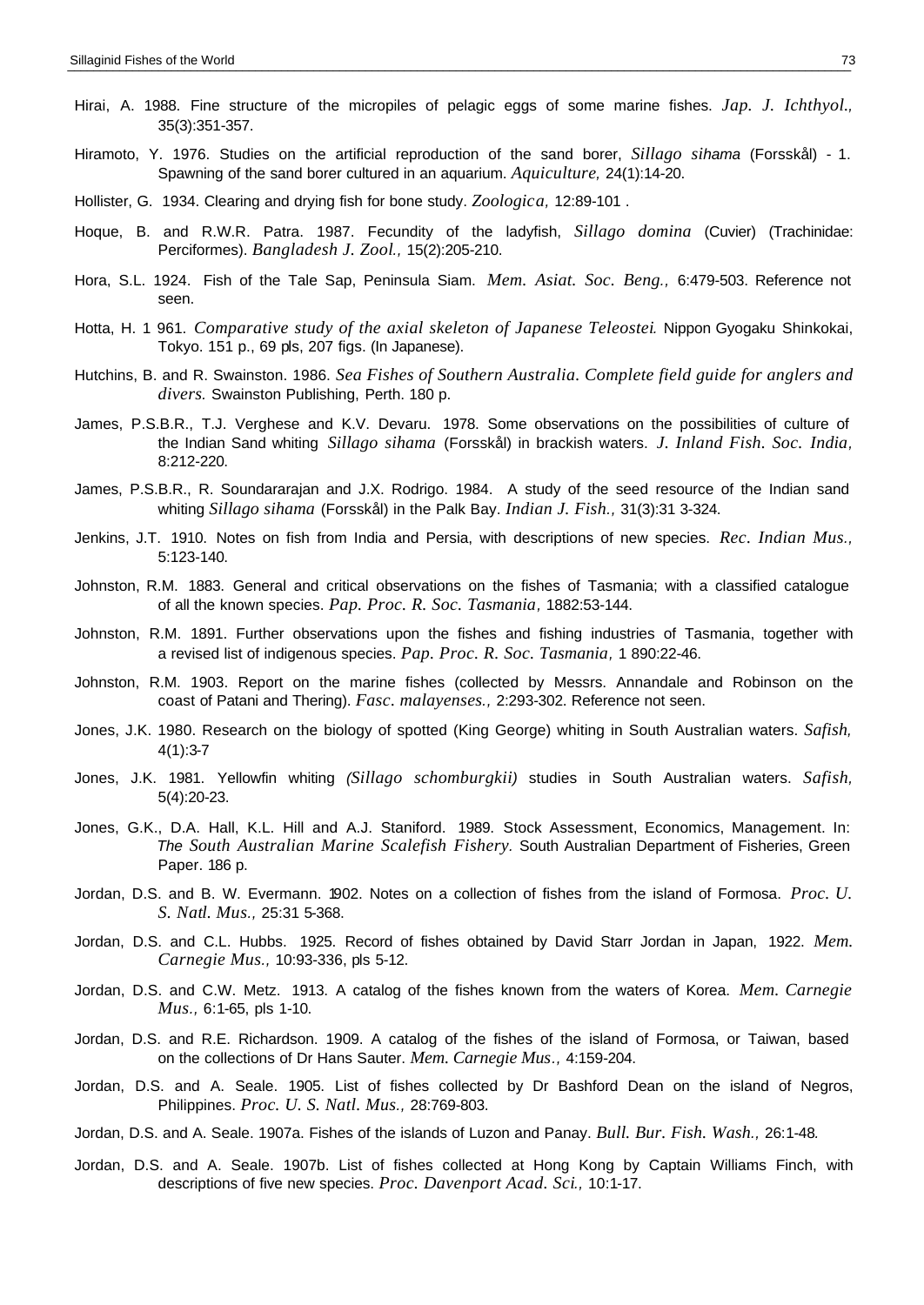Hirai, A. 1988. Fine structure of the micropiles of pelagic eggs of some marine fishes. *Jap. J. Ichthyol.,* 35(3):351-357.

Hiramoto, Y. 1976. Studies on the artificial reproduction of the sand borer, *Sillago sihama* (Forsskål) - 1. Spawning of the sand borer cultured in an aquarium. *Aquiculture,* 24(1):14-20.

Hollister, G. 1934. Clearing and drying fish for bone study. *Zoologica,* 12:89-101 .

Hoque, B. and R.W.R. Patra. 1987. Fecundity of the ladyfish, *Sillago domina* (Cuvier) (Trachinidae: Perciformes). *Bangladesh J. Zool.,* 15(2):205-210.

Hora, S.L. 1924. Fish of the Tale Sap, Peninsula Siam. *Mem. Asiat. Soc. Beng.,* 6:479-503. Reference not seen.

Hotta, H. 1 961. *Comparative study of the axial skeleton of Japanese Teleostei.* Nippon Gyogaku Shinkokai, Tokyo. 151 p., 69 pls, 207 figs. (In Japanese).

Hutchins, B. and R. Swainston. 1986. *Sea Fishes of Southern Australia. Complete field guide for anglers and divers.* Swainston Publishing, Perth. 180 p.

James, P.S.B.R., T.J. Verghese and K.V. Devaru. 1978. Some observations on the possibilities of culture of the Indian Sand whiting *Sillago sihama* (Forsskål) in brackish waters. *J. Inland Fish. Soc. India,* 8:212-220.

James, P.S.B.R., R. Soundararajan and J.X. Rodrigo. 1984. A study of the seed resource of the Indian sand whiting *Sillago sihama* (Forsskål) in the Palk Bay. *Indian J. Fish.,* 31(3):31 3-324.

Jenkins, J.T. 1910. Notes on fish from India and Persia, with descriptions of new species. *Rec. Indian Mus.,* 5:123-140.

Johnston, R.M. 1883. General and critical observations on the fishes of Tasmania; with a classified catalogue of all the known species. *Pap. Proc. R. Soc. Tasmania,* 1882:53-144.

Johnston, R.M. 1891. Further observations upon the fishes and fishing industries of Tasmania, together with a revised list of indigenous species. *Pap. Proc. R. Soc. Tasmania,* 1 890:22-46.

Johnston, R.M. 1903. Report on the marine fishes (collected by Messrs. Annandale and Robinson on the coast of Patani and Thering). *Fasc. malayenses.,* 2:293-302. Reference not seen.

Jones, J.K. 1980. Research on the biology of spotted (King George) whiting in South Australian waters. *Safish,* 4(1):3-7

Jones, J.K. 1981. Yellowfin whiting *(Sillago schomburgkii)* studies in South Australian waters. *Safish,* 5(4):20-23.

Jones, G.K., D.A. Hall, K.L. Hill and A.J. Staniford. 1989. Stock Assessment, Economics, Management. In: *The South Australian Marine Scalefish Fishery.* South Australian Department of Fisheries, Green Paper. 186 p.

Jordan, D.S. and B. W. Evermann. 1902. Notes on a collection of fishes from the island of Formosa. *Proc. U. S. Natl. Mus.,* 25:31 5-368.

Jordan, D.S. and C.L. Hubbs. 1925. Record of fishes obtained by David Starr Jordan in Japan, 1922. *Mem. Carnegie Mus.,* 10:93-336, pls 5-12.

Jordan, D.S. and C.W. Metz. 1913. A catalog of the fishes known from the waters of Korea. *Mem. Carnegie Mus.,* 6:1-65, pls 1-10.

Jordan, D.S. and R.E. Richardson. 1909. A catalog of the fishes of the island of Formosa, or Taiwan, based on the collections of Dr Hans Sauter. *Mem. Carnegie Mus.,* 4:159-204.

Jordan, D.S. and A. Seale. 1905. List of fishes collected by Dr Bashford Dean on the island of Negros, Philippines. *Proc. U. S. Natl. Mus.,* 28:769-803.

Jordan, D.S. and A. Seale. 1907a. Fishes of the islands of Luzon and Panay. *Bull. Bur. Fish. Wash.,* 26:1-48.

Jordan, D.S. and A. Seale. 1907b. List of fishes collected at Hong Kong by Captain Williams Finch, with descriptions of five new species. *Proc. Davenport Acad. Sci.,* 10:1-17.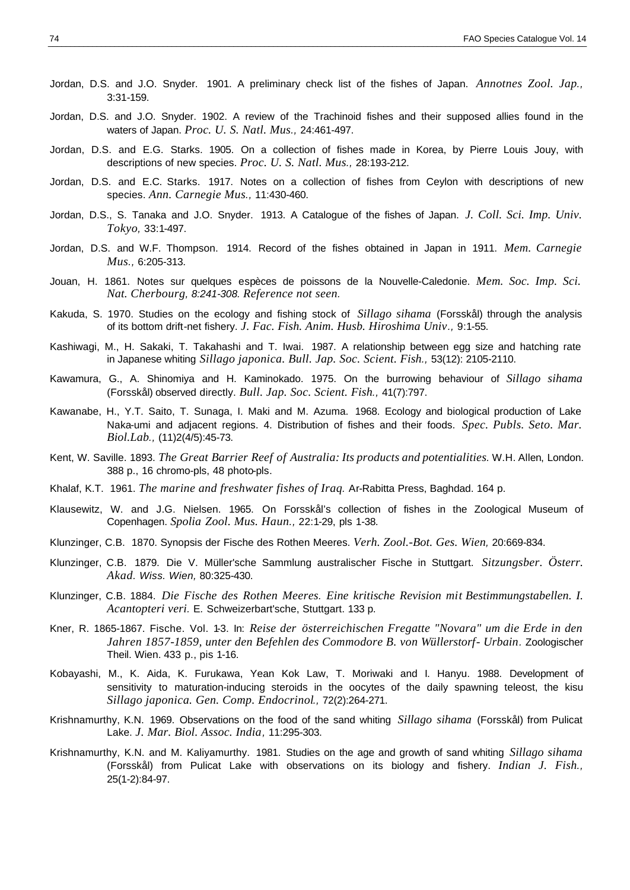Jordan, D.S. and J.O. Snyder. 1901. A preliminary check list of the fishes of Japan. *Annotnes Zool. Jap.,* 3:31-159.

Jordan, D.S. and J.O. Snyder. 1902. A review of the Trachinoid fishes and their supposed allies found in the waters of Japan. *Proc. U. S. Natl. Mus.,* 24:461-497.

Jordan, D.S. and E.G. Starks. 1905. On a collection of fishes made in Korea, by Pierre Louis Jouy, with descriptions of new species. *Proc. U. S. Natl. Mus.,* 28:193-212.

Jordan, D.S. and E.C. Starks. 1917. Notes on a collection of fishes from Ceylon with descriptions of new species. *Ann. Carnegie Mus.,* 11:430-460.

Jordan, D.S., S. Tanaka and J.O. Snyder. 1913. A Catalogue of the fishes of Japan. *J. Coll. Sci. Imp. Univ. Tokyo,* 33:1-497.

Jordan, D.S. and W.F. Thompson. 1914. Record of the fishes obtained in Japan in 1911. *Mem. Carnegie Mus.,* 6:205-313.

Jouan, H. 1861. Notes sur quelques espèces de poissons de la Nouvelle-Caledonie. *Mem. Soc. Imp. Sci. Nat. Cherbourg, 8:241-308. Reference not seen.*

Kakuda, S. 1970. Studies on the ecology and fishing stock of *Sillago sihama* (Forsskål) through the analysis of its bottom drift-net fishery. *J. Fac. Fish. Anim. Husb. Hiroshima Univ.,* 9:1-55.

Kashiwagi, M., H. Sakaki, T. Takahashi and T. Iwai. 1987. A relationship between egg size and hatching rate in Japanese whiting *Sillago japonica. Bull. Jap. Soc. Scient. Fish.,* 53(12): 2105-2110.

Kawamura, G., A. Shinomiya and H. Kaminokado. 1975. On the burrowing behaviour of *Sillago sihama* (Forsskål) observed directly. *Bull. Jap. Soc. Scient. Fish.,* 41(7):797.

Kawanabe, H., Y.T. Saito, T. Sunaga, I. Maki and M. Azuma. 1968. Ecology and biological production of Lake Naka-umi and adjacent regions. 4. Distribution of fishes and their foods. *Spec. Publs. Seto. Mar. Biol.Lab.,* (11)2(4/5):45-73.

Kent, W. Saville. 1893. *The Great Barrier Reef of Australia: Its products and potentialities.* W.H. Allen, London. 388 p., 16 chromo-pls, 48 photo-pls.

Khalaf, K.T. 1961. *The marine and freshwater fishes of Iraq.* Ar-Rabitta Press, Baghdad. 164 p.

Klausewitz, W. and J.G. Nielsen. 1965. On Forsskål's collection of fishes in the Zoological Museum of Copenhagen. *Spolia Zool. Mus. Haun.,* 22:1-29, pls 1-38.

Klunzinger, C.B. 1870. Synopsis der Fische des Rothen Meeres. *Verh. Zool.-Bot. Ges. Wien,* 20:669-834.

Klunzinger, C.B. 1879. Die V. Müller'sche Sammlung australischer Fische in Stuttgart. *Sitzungsber. Österr. Akad. Wiss. Wien,* 80:325-430.

Klunzinger, C.B. 1884. *Die Fische des Rothen Meeres. Eine kritische Revision mit Bestimmungstabellen. I. Acantopteri veri.* E. Schweizerbart'sche, Stuttgart. 133 p.

Kner, R. 1865-1867. Fische. Vol. 1-3. In: *Reise der österreichischen Fregatte "Novara" um die Erde in den Jahren 1857-1859, unter den Befehlen des Commodore B. von Wüllerstorf- Urbain.* Zoologischer Theil. Wien. 433 p., pis 1-16.

Kobayashi, M., K. Aida, K. Furukawa, Yean Kok Law, T. Moriwaki and I. Hanyu. 1988. Development of sensitivity to maturation-inducing steroids in the oocytes of the daily spawning teleost, the kisu *Sillago japonica. Gen. Comp. Endocrinol.,* 72(2):264-271.

Krishnamurthy, K.N. 1969. Observations on the food of the sand whiting *Sillago sihama* (Forsskål) from Pulicat Lake. *J. Mar. Biol. Assoc. India,* 11:295-303.

Krishnamurthy, K.N. and M. Kaliyamurthy. 1981. Studies on the age and growth of sand whiting *Sillago sihama* (Forsskål) from Pulicat Lake with observations on its biology and fishery. *Indian J. Fish.,* 25(1-2):84-97.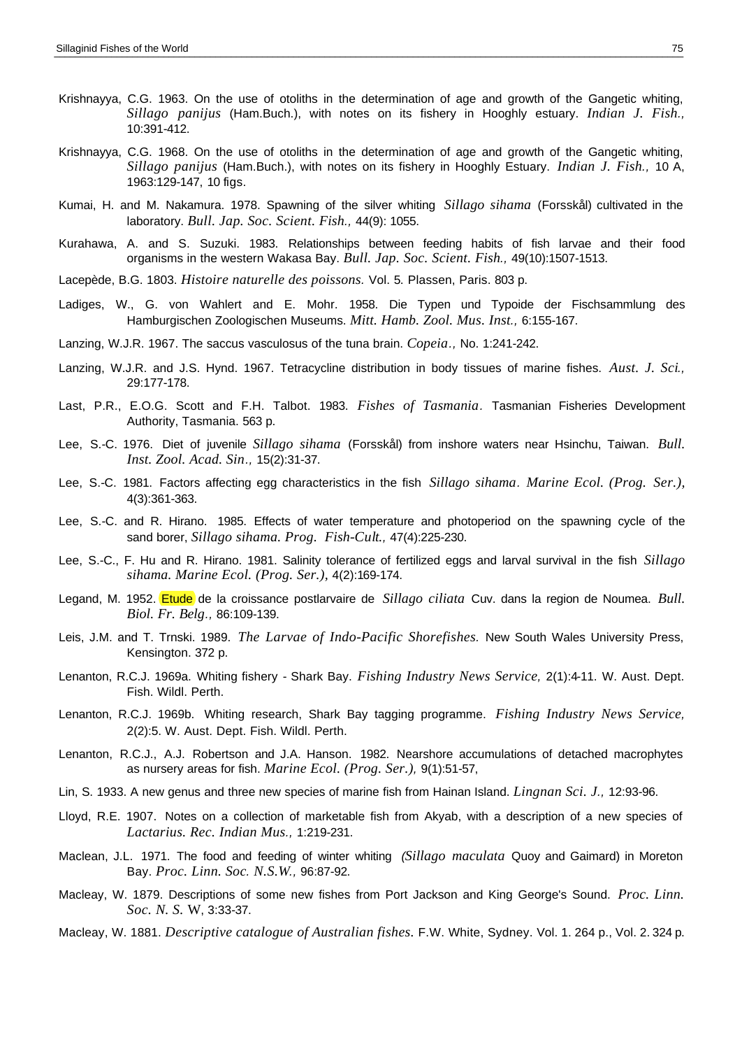Krishnayya, C.G. 1963. On the use of otoliths in the determination of age and growth of the Gangetic whiting, *Sillago panijus* (Ham.Buch.), with notes on its fishery in Hooghly estuary. *Indian J. Fish.,* 10:391-412.

Krishnayya, C.G. 1968. On the use of otoliths in the determination of age and growth of the Gangetic whiting, *Sillago panijus* (Ham.Buch.), with notes on its fishery in Hooghly Estuary. *Indian J. Fish.,* 10 A, 1963:129-147, 10 figs.

Kumai, H. and M. Nakamura. 1978. Spawning of the silver whiting *Sillago sihama* (Forsskål) cultivated in the laboratory. *Bull. Jap. Soc. Scient. Fish.,* 44(9): 1055.

Kurahawa, A. and S. Suzuki. 1983. Relationships between feeding habits of fish larvae and their food organisms in the western Wakasa Bay. *Bull. Jap. Soc. Scient. Fish.,* 49(10):1507-1513.

Lacepède, B.G. 1803. *Histoire naturelle des poissons.* Vol. 5. Plassen, Paris. 803 p.

Ladiges, W., G. von Wahlert and E. Mohr. 1958. Die Typen und Typoide der Fischsammlung des Hamburgischen Zoologischen Museums. *Mitt. Hamb. Zool. Mus. Inst.,* 6:155-167.

Lanzing, W.J.R. 1967. The saccus vasculosus of the tuna brain. *Copeia.,* No. 1:241-242.

Lanzing, W.J.R. and J.S. Hynd. 1967. Tetracycline distribution in body tissues of marine fishes. *Aust. J. Sci.,* 29:177-178.

Last, P.R., E.O.G. Scott and F.H. Talbot. 1983. *Fishes of Tasmania*. Tasmanian Fisheries Development Authority, Tasmania. 563 p.

Lee, S.-C. 1976. Diet of juvenile *Sillago sihama* (Forsskål) from inshore waters near Hsinchu, Taiwan. *Bull. Inst. Zool. Acad. Sin.,* 15(2):31-37.

Lee, S.-C. 1981. Factors affecting egg characteristics in the fish *Sillago sihama*. *Marine Ecol. (Prog. Ser.),* 4(3):361-363.

Lee, S.-C. and R. Hirano. 1985. Effects of water temperature and photoperiod on the spawning cycle of the sand borer, *Sillago sihama. Prog. Fish-Cult.,* 47(4):225-230.

Lee, S.-C., F. Hu and R. Hirano. 1981. Salinity tolerance of fertilized eggs and larval survival in the fish *Sillago sihama. Marine Ecol. (Prog. Ser.),* 4(2):169-174.

Legand, M. 1952. Etude de la croissance postlarvaire de *Sillago ciliata* Cuv. dans la region de Noumea. *Bull. Biol. Fr. Belg.,* 86:109-139.

Leis, J.M. and T. Trnski. 1989. *The Larvae of Indo-Pacific Shorefishes.* New South Wales University Press, Kensington. 372 p.

Lenanton, R.C.J. 1969a. Whiting fishery - Shark Bay. *Fishing Industry News Service,* 2(1):4-11. W. Aust. Dept. Fish. Wildl. Perth.

Lenanton, R.C.J. 1969b. Whiting research, Shark Bay tagging programme. *Fishing Industry News Service,* 2(2):5. W. Aust. Dept. Fish. Wildl. Perth.

Lenanton, R.C.J., A.J. Robertson and J.A. Hanson. 1982. Nearshore accumulations of detached macrophytes as nursery areas for fish. *Marine Ecol. (Prog. Ser.),* 9(1):51-57,

Lin, S. 1933. A new genus and three new species of marine fish from Hainan Island. *Lingnan Sci. J.,* 12:93-96.

Lloyd, R.E. 1907. Notes on a collection of marketable fish from Akyab, with a description of a new species of *Lactarius. Rec. Indian Mus.,* 1:219-231.

Maclean, J.L. 1971. The food and feeding of winter whiting *(Sillago maculata* Quoy and Gaimard) in Moreton Bay. *Proc. Linn. Soc. N.S.W.,* 96:87-92.

Macleay, W. 1879. Descriptions of some new fishes from Port Jackson and King George's Sound. *Proc. Linn. Soc. N. S.* W, 3:33-37.

Macleay, W. 1881. *Descriptive catalogue of Australian fishes.* F.W. White, Sydney. Vol. 1. 264 p., Vol. 2. 324 p.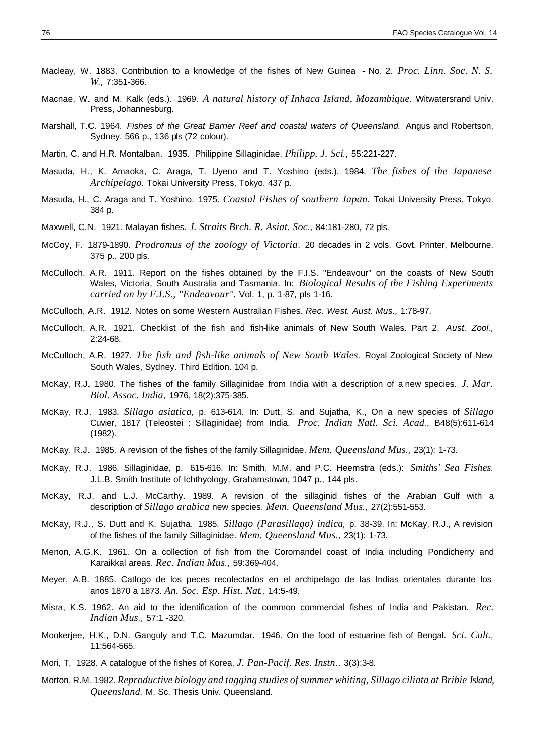Macleay, W. 1883. Contribution to a knowledge of the fishes of New Guinea - No. 2. *Proc. Linn. Soc. N. S. W.,* 7:351-366.

Macnae, W. and M. Kalk (eds.). 1969. *A natural history of Inhaca Island, Mozambique.* Witwatersrand Univ. Press, Johannesburg.

Marshall, T.C. 1964. *Fishes of the Great Barrier Reef and coastal waters of Queensland.* Angus and Robertson, Sydney. 566 p., 136 pls (72 colour).

Martin, C. and H.R. Montalban. 1935. Philippine Sillaginidae. *Philipp. J. Sci.,* 55:221-227.

Masuda, H., K. Amaoka, C. Araga, T. Uyeno and T. Yoshino (eds.). 1984. *The fishes of the Japanese Archipelago.* Tokai University Press, Tokyo. 437 p.

Masuda, H., C. Araga and T. Yoshino. 1975. *Coastal Fishes of southern Japan.* Tokai University Press, Tokyo. 384 p.

Maxwell, C.N. 1921. Malayan fishes. *J. Straits Brch. R. Asiat. Soc.,* 84:181-280, 72 pls.

McCoy, F. 1879-1890. *Prodromus of the zoology of Victoria*. 20 decades in 2 vols. Govt. Printer, Melbourne. 375 p., 200 pls.

McCulloch, A.R. 1911. Report on the fishes obtained by the F.I.S. "Endeavour" on the coasts of New South Wales, Victoria, South Australia and Tasmania. In: *Biological Results of the Fishing Experiments carried on by F.I.S., "Endeavour".* Vol. 1, p. 1-87, pls 1-16.

McCulloch, A.R. 1912. Notes on some Western Australian Fishes. *Rec. West. Aust. Mus.,* 1:78-97.

McCulloch, A.R. 1921. Checklist of the fish and fish-like animals of New South Wales. Part 2. *Aust. Zool.,* 2:24-68.

McCulloch, A.R. 1927. *The fish and fish-like animals of New South Wales.* Royal Zoological Society of New South Wales, Sydney. Third Edition. 104 p.

McKay, R.J. 1980. The fishes of the family Sillaginidae from India with a description of a new species. *J. Mar. Biol. Assoc. India,* 1976, 18(2):375-385.

McKay, R.J. 1983. *Sillago asiatica,* p. 613-614. In: Dutt, S. and Sujatha, K., On a new species of *Sillago* Cuvier, 1817 (Teleostei : Sillaginidae) from India. *Proc. Indian Natl. Sci. Acad.,* B48(5):611-614 (1982).

McKay, R.J. 1985. A revision of the fishes of the family Sillaginidae. *Mem. Queensland Mus.,* 23(1): 1-73.

McKay, R.J. 1986. Sillaginidae, p. 615-616. In: Smith, M.M. and P.C. Heemstra (eds.): *Smiths' Sea Fishes.* J.L.B. Smith Institute of Ichthyology, Grahamstown, 1047 p., 144 pls.

McKay, R.J. and L.J. McCarthy. 1989. A revision of the sillaginid fishes of the Arabian Gulf with a description of *Sillago arabica* new species. *Mem. Queensland Mus.,* 27(2):551-553.

McKay, R.J., S. Dutt and K. Sujatha. 1985. *Sillago (Parasillago) indica,* p. 38-39. In: McKay, R.J., A revision of the fishes of the family Sillaginidae. *Mem. Queensland Mus.,* 23(1): 1-73.

Menon, A.G.K. 1961. On a collection of fish from the Coromandel coast of India including Pondicherry and Karaikkal areas. *Rec. Indian Mus.,* 59:369-404.

Meyer, A.B. 1885. Catlogo de los peces recolectados en el archipelago de las Indias orientales durante los anos 1870 a 1873. *An. Soc. Esp. Hist. Nat.,* 14:5-49.

Misra, K.S. 1962. An aid to the identification of the common commercial fishes of India and Pakistan. *Rec. Indian Mus.,* 57:1 -320.

Mookerjee, H.K., D.N. Ganguly and T.C. Mazumdar. 1946. On the food of estuarine fish of Bengal. *Sci. Cult.,* 11:564-565.

Mori, T. 1928. A catalogue of the fishes of Korea. *J. Pan-Pacif. Res. Instn.,* 3(3):3-8.

Morton, R.M. 1982. *Reproductive biology and tagging studies of summer whiting, Sillago ciliata at Bribie Island, Queensland.* M. Sc. Thesis Univ. Queensland.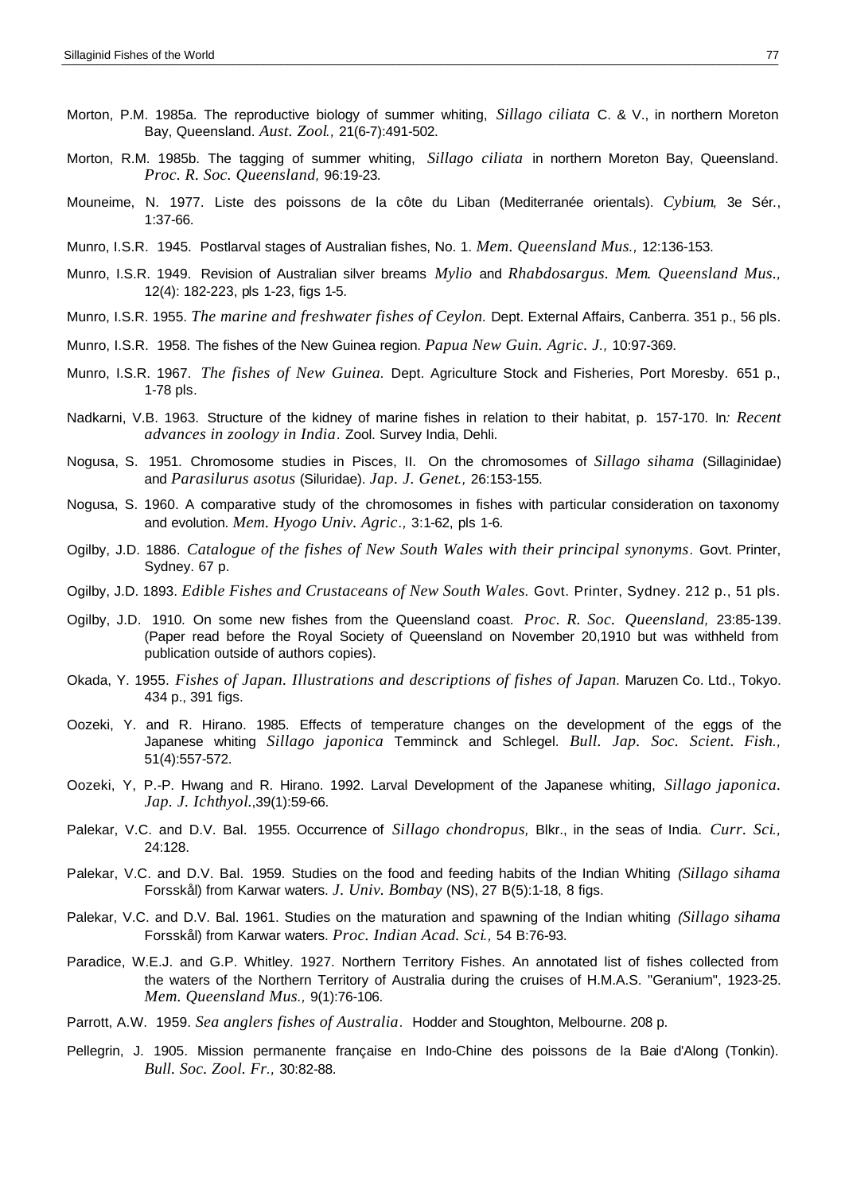Morton, P.M. 1985a. The reproductive biology of summer whiting, *Sillago ciliata* C. & V., in northern Moreton Bay, Queensland. *Aust. Zool.,* 21(6-7):491-502.

Morton, R.M. 1985b. The tagging of summer whiting, *Sillago ciliata* in northern Moreton Bay, Queensland. *Proc. R. Soc. Queensland,* 96:19-23.

Mouneime, N. 1977. Liste des poissons de la côte du Liban (Mediterranée orientals). *Cybium,* 3e Sér., 1:37-66.

Munro, I.S.R. 1945. Postlarval stages of Australian fishes, No. 1. *Mem. Queensland Mus.,* 12:136-153.

Munro, I.S.R. 1949. Revision of Australian silver breams *Mylio* and *Rhabdosargus. Mem. Queensland Mus.,* 12(4): 182-223, pls 1-23, figs 1-5.

Munro, I.S.R. 1955. *The marine and freshwater fishes of Ceylon.* Dept. External Affairs, Canberra. 351 p., 56 pls.

Munro, I.S.R. 1958. The fishes of the New Guinea region. *Papua New Guin. Agric. J.,* 10:97-369.

Munro, I.S.R. 1967. *The fishes of New Guinea.* Dept. Agriculture Stock and Fisheries, Port Moresby. 651 p., 1-78 pls.

Nadkarni, V.B. 1963. Structure of the kidney of marine fishes in relation to their habitat, p. 157-170. In*: Recent advances in zoology in India*. Zool. Survey India, Dehli.

Nogusa, S. 1951. Chromosome studies in Pisces, II. On the chromosomes of *Sillago sihama* (Sillaginidae) and *Parasilurus asotus* (Siluridae). *Jap. J. Genet.,* 26:153-155.

Nogusa, S. 1960. A comparative study of the chromosomes in fishes with particular consideration on taxonomy and evolution. *Mem. Hyogo Univ. Agric.,* 3:1-62, pls 1-6.

Ogilby, J.D. 1886. *Catalogue of the fishes of New South Wales with their principal synonyms*. Govt. Printer, Sydney. 67 p.

Ogilby, J.D. 1893. *Edible Fishes and Crustaceans of New South Wales.* Govt. Printer, Sydney. 212 p., 51 pls.

Ogilby, J.D. 1910. On some new fishes from the Queensland coast. *Proc. R. Soc. Queensland,* 23:85-139. (Paper read before the Royal Society of Queensland on November 20,1910 but was withheld from publication outside of authors copies).

Okada, Y. 1955. *Fishes of Japan. Illustrations and descriptions of fishes of Japan.* Maruzen Co. Ltd., Tokyo. 434 p., 391 figs.

Oozeki, Y. and R. Hirano. 1985. Effects of temperature changes on the development of the eggs of the Japanese whiting *Sillago japonica* Temminck and Schlegel. *Bull. Jap. Soc. Scient. Fish.,* 51(4):557-572.

Oozeki, Y, P.-P. Hwang and R. Hirano. 1992. Larval Development of the Japanese whiting, *Sillago japonica. Jap. J. Ichthyol.*,39(1):59-66.

Palekar, V.C. and D.V. Bal. 1955. Occurrence of *Sillago chondropus,* Blkr., in the seas of India. *Curr. Sci.,* 24:128.

Palekar, V.C. and D.V. Bal. 1959. Studies on the food and feeding habits of the Indian Whiting *(Sillago sihama* Forsskål) from Karwar waters. *J. Univ. Bombay* (NS), 27 B(5):1-18, 8 figs.

Palekar, V.C. and D.V. Bal. 1961. Studies on the maturation and spawning of the Indian whiting *(Sillago sihama* Forsskål) from Karwar waters. *Proc. Indian Acad. Sci.,* 54 B:76-93.

Paradice, W.E.J. and G.P. Whitley. 1927. Northern Territory Fishes. An annotated list of fishes collected from the waters of the Northern Territory of Australia during the cruises of H.M.A.S. "Geranium", 1923-25. *Mem. Queensland Mus.,* 9(1):76-106.

Parrott, A.W. 1959. *Sea anglers fishes of Australia*. Hodder and Stoughton, Melbourne. 208 p.

Pellegrin, J. 1905. Mission permanente française en Indo-Chine des poissons de la Baie d'Along (Tonkin). *Bull. Soc. Zool. Fr.,* 30:82-88.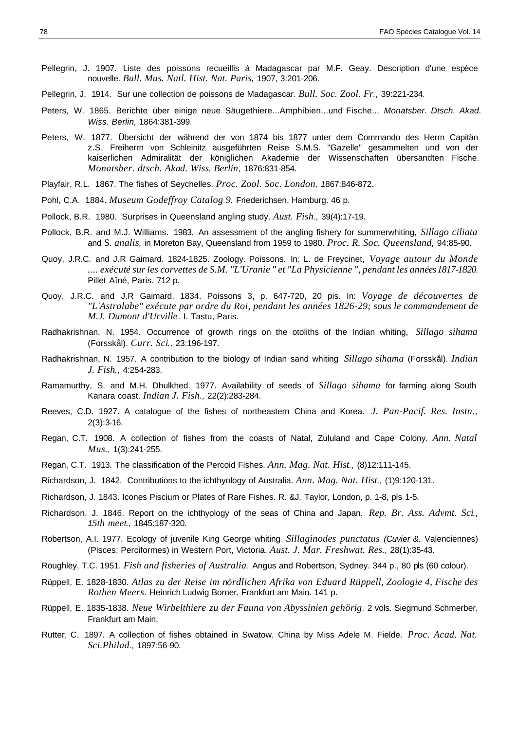Pellegrin, J. 1907. Liste des poissons recueillis à Madagascar par M.F. Geay. Description d'une espèce nouvelle. *Bull. Mus. Natl. Hist. Nat. Paris,* 1907, 3:201-206.

Pellegrin, J. 1914. Sur une collection de poissons de Madagascar. *Bull. Soc. Zool. Fr.,* 39:221-234.

Peters, W. 1865. Berichte über einige neue Säugethiere...Amphibien...und Fische... *Monatsber. Dtsch. Akad. Wiss. Berlin,* 1864:381-399.

Peters, W. 1877. Übersicht der während der von 1874 bis 1877 unter dem Commando des Herrn Capitän z.S. Freiherrn von Schleinitz ausgeführten Reise S.M.S. "Gazelle" gesammelten und von der kaiserlichen Admiralität der königlichen Akademie der Wissenschaften übersandten Fische. *Monatsber. dtsch. Akad. Wiss. Berlin,* 1876:831-854.

Playfair, R.L. 1867. The fishes of Seychelles. *Proc. Zool. Soc. London,* 1867:846-872.

Pohl, C.A. 1884. *Museum Godeffroy Catalog 9.* Friederichsen, Hamburg. 46 p.

Pollock, B.R. 1980. Surprises in Queensland angling study. *Aust. Fish.,* 39(4):17-19.

Pollock, B.R. and M.J. Williams. 1983. An assessment of the angling fishery for summerwhiting, *Sillago ciliata* and S. *analis,* in Moreton Bay, Queensland from 1959 to 1980. *Proc. R. Soc. Queensland,* 94:85-90.

Quoy, J.R.C. and J.R Gaimard. 1824-1825. Zoology. Poissons. In: L. de Freycinet, *Voyage autour du Monde .... exécuté sur les corvettes de S.M. "L'Uranie " et "La Physicienne ", pendant les années 1817-1820.* Pillet Aîné, Paris. 712 p.

Quoy, J.R.C. and J.R Gaimard. 1834. Poissons 3, p. 647-720, 20 pis. In: *Voyage de découvertes de "L'Astrolabe" exécute par ordre du Roi, pendant les années 1826-29; sous le commandement de M.J. Dumont d'Urville.* I. Tastu, Paris.

Radhakrishnan, N. 1954. Occurrence of growth rings on the otoliths of the Indian whiting, *Sillago sihama* (Forsskål). *Curr. Sci.,* 23:196-197.

Radhakrishnan, N. 1957. A contribution to the biology of Indian sand whiting *Sillago sihama* (Forsskål). *Indian J. Fish.,* 4:254-283.

Ramamurthy, S. and M.H. Dhulkhed. 1977. Availability of seeds of *Sillago sihama* for farming along South Kanara coast. *Indian J. Fish.,* 22(2):283-284.

Reeves, C.D. 1927. A catalogue of the fishes of northeastern China and Korea. *J. Pan-Pacif. Res. Instn.,* 2(3):3-16.

Regan, C.T. 1908. A collection of fishes from the coasts of Natal, Zululand and Cape Colony. *Ann. Natal Mus.,* 1(3):241-255.

Regan, C.T. 1913. The classification of the Percoid Fishes. *Ann. Mag. Nat. Hist.,* (8)12:111-145.

Richardson, J. 1842. Contributions to the ichthyology of Australia. *Ann. Mag. Nat. Hist.,* (1)9:120-131.

Richardson, J. 1843. Icones Piscium or Plates of Rare Fishes. R. &J. Taylor, London, p. 1-8, pls 1-5.

Richardson, J. 1846. Report on the ichthyology of the seas of China and Japan. *Rep. Br. Ass. Advmt. Sci., 15th meet.,* 1845:187-320.

Robertson, A.I. 1977. Ecology of juvenile King George whiting *Sillaginodes punctatus (Cuvier &.* Valenciennes) (Pisces: Perciformes) in Western Port, Victoria. *Aust. J. Mar. Freshwat. Res.,* 28(1):35-43.

Roughley, T.C. 1951. *Fish and fisheries of Australia.* Angus and Robertson, Sydney. 344 p., 80 pls (60 colour).

Rüppell, E. 1828-1830. *Atlas zu der Reise im nördlichen Afrika von Eduard Rüppell, Zoologie 4, Fische des Rothen Meers.* Heinrich Ludwig Borner, Frankfurt am Main. 141 p.

Rüppell, E. 1835-1838. *Neue Wirbelthiere zu der Fauna von Abyssinien gehörig.* 2 vols. Siegmund Schmerber, Frankfurt am Main.

Rutter, C. 1897. A collection of fishes obtained in Swatow, China by Miss Adele M. Fielde. *Proc. Acad. Nat. Sci.Philad.,* 1897:56-90.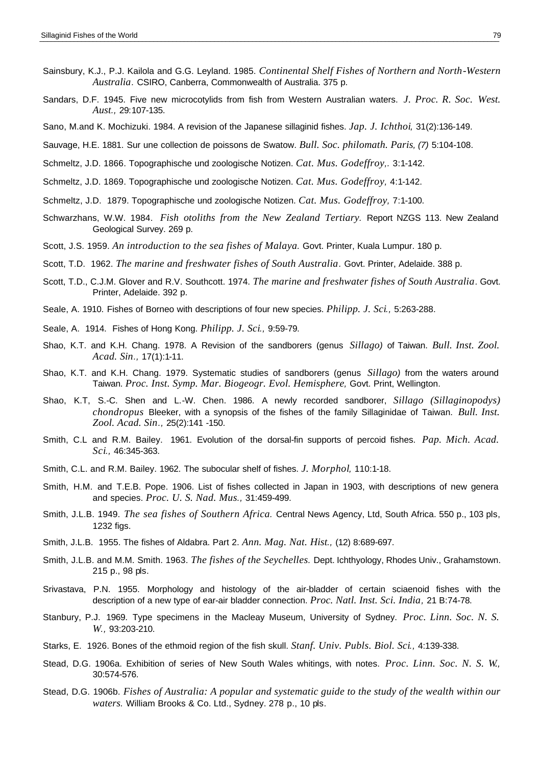Sainsbury, K.J., P.J. Kailola and G.G. Leyland. 1985. *Continental Shelf Fishes of Northern and North-Western Australia*. CSIRO, Canberra, Commonwealth of Australia. 375 p.

Sandars, D.F. 1945. Five new microcotylids from fish from Western Australian waters. *J. Proc. R. Soc. West. Aust.,* 29:107-135.

Sano, M.and K. Mochizuki. 1984. A revision of the Japanese sillaginid fishes. *Jap. J. Ichthoi,* 31(2):136-149.

Sauvage, H.E. 1881. Sur une collection de poissons de Swatow. *Bull. Soc. philomath. Paris, (7)* 5:104-108.

Schmeltz, J.D. 1866. Topographische und zoologische Notizen. *Cat. Mus. Godeffroy,.* 3:1-142.

Schmeltz, J.D. 1869. Topographische und zoologische Notizen. *Cat. Mus. Godeffroy,* 4:1-142.

Schmeltz, J.D. 1879. Topographische und zoologische Notizen. *Cat. Mus. Godeffroy,* 7:1-100.

Schwarzhans, W.W. 1984. *Fish otoliths from the New Zealand Tertiary.* Report NZGS 113. New Zealand Geological Survey. 269 p.

Scott, J.S. 1959. *An introduction to the sea fishes of Malaya.* Govt. Printer, Kuala Lumpur. 180 p.

Scott, T.D. 1962. *The marine and freshwater fishes of South Australia*. Govt. Printer, Adelaide. 388 p.

Scott, T.D., C.J.M. Glover and R.V. Southcott. 1974. *The marine and freshwater fishes of South Australia*. Govt. Printer, Adelaide. 392 p.

Seale, A. 1910. Fishes of Borneo with descriptions of four new species. *Philipp. J. Sci.,* 5:263-288.

Seale, A. 1914. Fishes of Hong Kong. *Philipp. J. Sci.,* 9:59-79.

Shao, K.T. and K.H. Chang. 1978. A Revision of the sandborers (genus *Sillago)* of Taiwan. *Bull. Inst. Zool. Acad. Sin.,* 17(1):1-11.

Shao, K.T. and K.H. Chang. 1979. Systematic studies of sandborers (genus *Sillago)* from the waters around Taiwan. *Proc. Inst. Symp. Mar. Biogeogr. Evol. Hemisphere,* Govt. Print, Wellington.

Shao, K.T, S.-C. Shen and L.-W. Chen. 1986. A newly recorded sandborer, *Sillago (Sillaginopodys) chondropus* Bleeker, with a synopsis of the fishes of the family Sillaginidae of Taiwan. *Bull. Inst. Zool. Acad. Sin.,* 25(2):141 -150.

Smith, C.L and R.M. Bailey. 1961. Evolution of the dorsal-fin supports of percoid fishes. *Pap. Mich. Acad. Sci.,* 46:345-363.

Smith, C.L. and R.M. Bailey. 1962. The subocular shelf of fishes. *J. Morphol,* 110:1-18.

Smith, H.M. and T.E.B. Pope. 1906. List of fishes collected in Japan in 1903, with descriptions of new genera and species. *Proc. U. S. Nad. Mus.,* 31:459-499.

Smith, J.L.B. 1949. *The sea fishes of Southern Africa.* Central News Agency, Ltd, South Africa. 550 p., 103 pls, 1232 figs.

Smith, J.L.B. 1955. The fishes of Aldabra. Part 2. *Ann. Mag. Nat. Hist.,* (12) 8:689-697.

Smith, J.L.B. and M.M. Smith. 1963. *The fishes of the Seychelles.* Dept. Ichthyology, Rhodes Univ., Grahamstown. 215 p., 98 pls.

Srivastava, P.N. 1955. Morphology and histology of the air-bladder of certain sciaenoid fishes with the description of a new type of ear-air bladder connection. *Proc. Natl. Inst. Sci. India,* 21 B:74-78.

Stanbury, P.J. 1969. Type specimens in the Macleay Museum, University of Sydney. *Proc. Linn. Soc. N. S. W.,* 93:203-210.

Starks, E. 1926. Bones of the ethmoid region of the fish skull. *Stanf. Univ. Publs. Biol. Sci.,* 4:139-338.

Stead, D.G. 1906a. Exhibition of series of New South Wales whitings, with notes. *Proc. Linn. Soc. N. S. W.,* 30:574-576.

Stead, D.G. 1906b. *Fishes of Australia: A popular and systematic guide to the study of the wealth within our waters.* William Brooks & Co. Ltd., Sydney. 278 p., 10 pls.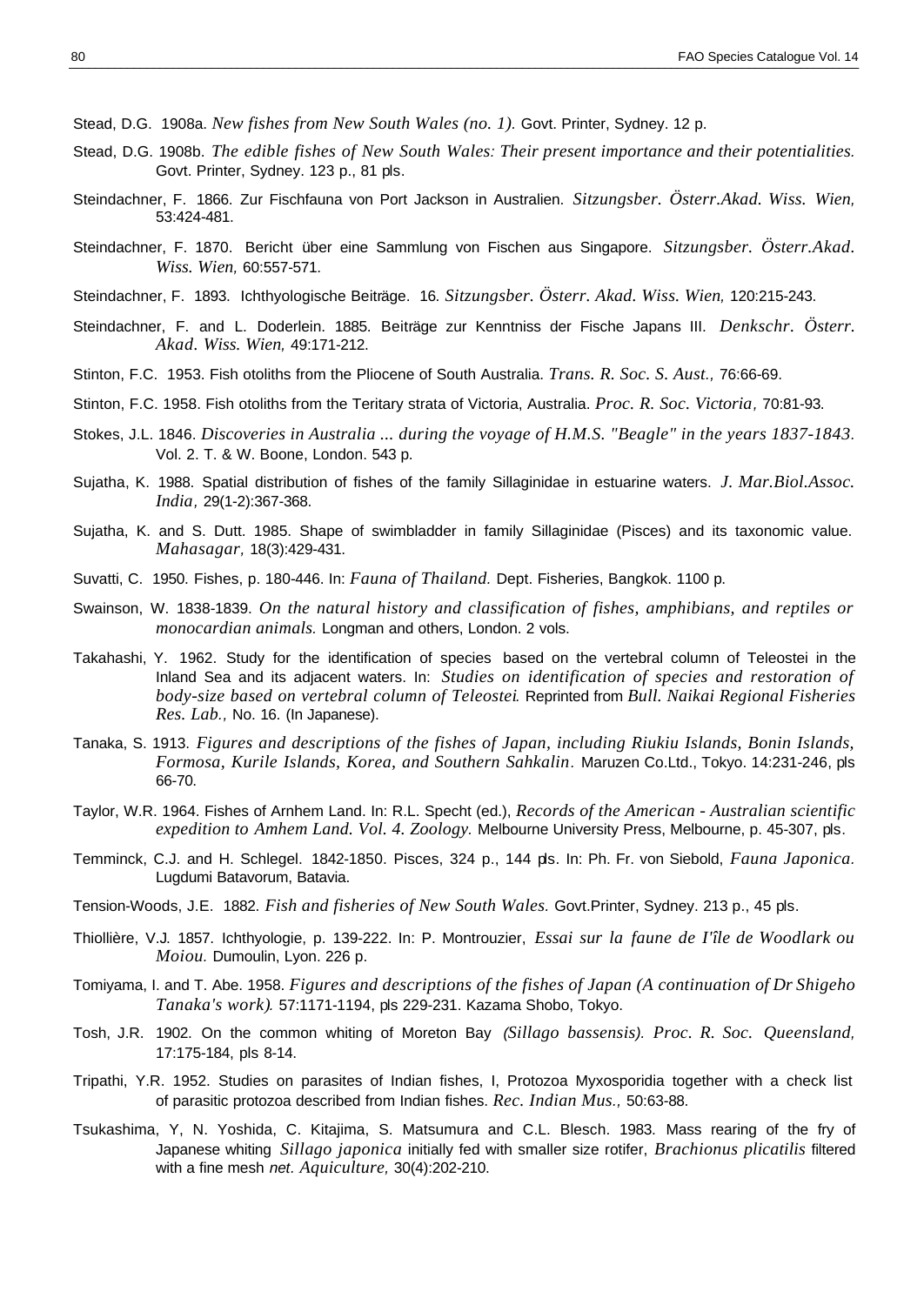Stead, D.G. 1908a. *New fishes from New South Wales (no. 1).* Govt. Printer, Sydney. 12 p.

Stead, D.G. 1908b. *The edible fishes of New South Wales: Their present importance and their potentialities.* Govt. Printer, Sydney. 123 p., 81 pls.

Steindachner, F. 1866. Zur Fischfauna von Port Jackson in Australien. *Sitzungsber. Österr.Akad. Wiss. Wien,* 53:424-481.

Steindachner, F. 1870. Bericht über eine Sammlung von Fischen aus Singapore. *Sitzungsber. Österr.Akad. Wiss. Wien,* 60:557-571.

Steindachner, F. 1893. Ichthyologische Beiträge. 16. *Sitzungsber. Österr. Akad. Wiss. Wien,* 120:215-243.

Steindachner, F. and L. Doderlein. 1885. Beiträge zur Kenntniss der Fische Japans III. *Denkschr. Österr. Akad. Wiss. Wien,* 49:171-212.

Stinton, F.C. 1953. Fish otoliths from the Pliocene of South Australia. *Trans. R. Soc. S. Aust.,* 76:66-69.

Stinton, F.C. 1958. Fish otoliths from the Teritary strata of Victoria, Australia. *Proc. R. Soc. Victoria,* 70:81-93.

Stokes, J.L. 1846. *Discoveries in Australia ... during the voyage of H.M.S. "Beagle" in the years 1837-1843.* Vol. 2. T. & W. Boone, London. 543 p.

Sujatha, K. 1988. Spatial distribution of fishes of the family Sillaginidae in estuarine waters. *J. Mar.Biol.Assoc. India,* 29(1-2):367-368.

Sujatha, K. and S. Dutt. 1985. Shape of swimbladder in family Sillaginidae (Pisces) and its taxonomic value. *Mahasagar,* 18(3):429-431.

Suvatti, C. 1950. Fishes, p. 180-446. In: *Fauna of Thailand.* Dept. Fisheries, Bangkok. 1100 p.

Swainson, W. 1838-1839. *On the natural history and classification of fishes, amphibians, and reptiles or monocardian animals.* Longman and others, London. 2 vols.

Takahashi, Y. 1962. Study for the identification of species based on the vertebral column of Teleostei in the Inland Sea and its adjacent waters. In: *Studies on identification of species and restoration of body-size based on vertebral column of Teleostei.* Reprinted from *Bull. Naikai Regional Fisheries Res. Lab.,* No. 16. (In Japanese).

Tanaka, S. 1913. *Figures and descriptions of the fishes of Japan, including Riukiu Islands, Bonin Islands, Formosa, Kurile Islands, Korea, and Southern Sahkalin.* Maruzen Co.Ltd., Tokyo. 14:231-246, pls 66-70.

Taylor, W.R. 1964. Fishes of Arnhem Land. In: R.L. Specht (ed.), *Records of the American - Australian scientific expedition to Amhem Land. Vol. 4. Zoology.* Melbourne University Press, Melbourne, p. 45-307, pls.

Temminck, C.J. and H. Schlegel. 1842-1850. Pisces, 324 p., 144 pls. In: Ph. Fr. von Siebold, *Fauna Japonica.* Lugdumi Batavorum, Batavia.

Tension-Woods, J.E. 1882. *Fish and fisheries of New South Wales.* Govt.Printer, Sydney. 213 p., 45 pls.

Thiollière, V.J. 1857. Ichthyologie, p. 139-222. In: P. Montrouzier, *Essai sur la faune de I'île de Woodlark ou Moiou.* Dumoulin, Lyon. 226 p.

Tomiyama, I. and T. Abe. 1958. *Figures and descriptions of the fishes of Japan (A continuation of Dr Shigeho Tanaka's work).* 57:1171-1194, pls 229-231. Kazama Shobo, Tokyo.

Tosh, J.R. 1902. On the common whiting of Moreton Bay *(Sillago bassensis). Proc. R. Soc. Queensland,* 17:175-184, pls 8-14.

Tripathi, Y.R. 1952. Studies on parasites of Indian fishes, I, Protozoa Myxosporidia together with a check list of parasitic protozoa described from Indian fishes. *Rec. Indian Mus.,* 50:63-88.

Tsukashima, Y, N. Yoshida, C. Kitajima, S. Matsumura and C.L. Blesch. 1983. Mass rearing of the fry of Japanese whiting *Sillago japonica* initially fed with smaller size rotifer, *Brachionus plicatilis* filtered with a fine mesh *net. Aquiculture,* 30(4):202-210.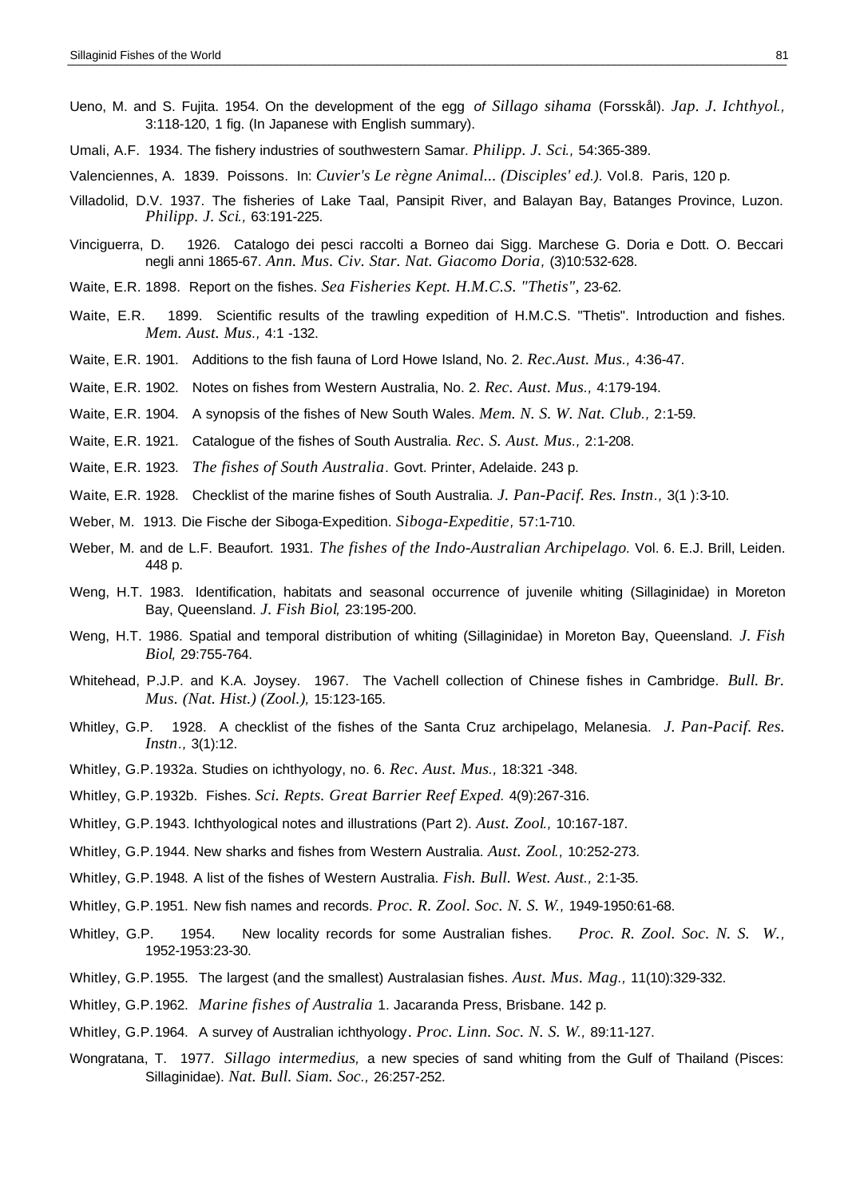Ueno, M. and S. Fujita. 1954. On the development of the egg *of Sillago sihama* (Forsskål). *Jap. J. Ichthyol.,* 3:118-120, 1 fig. (In Japanese with English summary).

Umali, A.F. 1934. The fishery industries of southwestern Samar. *Philipp. J. Sci.,* 54:365-389.

Valenciennes, A. 1839. Poissons. In: *Cuvier's Le règne Animal... (Disciples' ed.).* Vol.8. Paris, 120 p.

Villadolid, D.V. 1937. The fisheries of Lake Taal, Pansipit River, and Balayan Bay, Batanges Province, Luzon. *Philipp. J. Sci.,* 63:191-225.

Vinciguerra, D. 1926. Catalogo dei pesci raccolti a Borneo dai Sigg. Marchese G. Doria e Dott. O. Beccari negli anni 1865-67. *Ann. Mus. Civ. Star. Nat. Giacomo Doria,* (3)10:532-628.

Waite, E.R. 1898. Report on the fishes. *Sea Fisheries Kept. H.M.C.S. "Thetis",* 23-62.

Waite, E.R. 1899. Scientific results of the trawling expedition of H.M.C.S. "Thetis". Introduction and fishes. *Mem. Aust. Mus.,* 4:1 -132.

Waite, E.R. 1901. Additions to the fish fauna of Lord Howe Island, No. 2. *Rec.Aust. Mus.,* 4:36-47.

Waite, E.R. 1902. Notes on fishes from Western Australia, No. 2. *Rec. Aust. Mus.,* 4:179-194.

Waite, E.R. 1904. A synopsis of the fishes of New South Wales. *Mem. N. S. W. Nat. Club.,* 2:1-59.

Waite, E.R. 1921. Catalogue of the fishes of South Australia. *Rec. S. Aust. Mus.,* 2:1-208.

Waite, E.R. 1923. *The fishes of South Australia*. Govt. Printer, Adelaide. 243 p.

Waite, E.R. 1928. Checklist of the marine fishes of South Australia. *J. Pan-Pacif. Res. Instn.,* 3(1 ):3-10.

Weber, M. 1913. Die Fische der Siboga-Expedition. *Siboga-Expeditie,* 57:1-710.

Weber, M. and de L.F. Beaufort. 1931. *The fishes of the Indo-Australian Archipelago.* Vol. 6. E.J. Brill, Leiden. 448 p.

Weng, H.T. 1983. Identification, habitats and seasonal occurrence of juvenile whiting (Sillaginidae) in Moreton Bay, Queensland. *J. Fish Biol,* 23:195-200.

Weng, H.T. 1986. Spatial and temporal distribution of whiting (Sillaginidae) in Moreton Bay, Queensland. *J. Fish Biol,* 29:755-764.

Whitehead, P.J.P. and K.A. Joysey. 1967. The Vachell collection of Chinese fishes in Cambridge. *Bull. Br. Mus. (Nat. Hist.) (Zool.),* 15:123-165.

Whitley, G.P. 1928. A checklist of the fishes of the Santa Cruz archipelago, Melanesia. *J. Pan-Pacif. Res. Instn.,* 3(1):12.

Whitley, G.P. 1932a. Studies on ichthyology, no. 6. *Rec. Aust. Mus.,* 18:321 -348.

Whitley, G.P. 1932b. Fishes. *Sci. Repts. Great Barrier Reef Exped.* 4(9):267-316.

Whitley, G.P. 1943. Ichthyological notes and illustrations (Part 2). *Aust. Zool.,* 10:167-187.

Whitley, G.P. 1944. New sharks and fishes from Western Australia. *Aust. Zool.,* 10:252-273.

Whitley, G.P. 1948. A list of the fishes of Western Australia. *Fish. Bull. West. Aust.,* 2:1-35.

Whitley, G.P. 1951. New fish names and records. *Proc. R. Zool. Soc. N. S. W.,* 1949-1950:61-68.

Whitley, G.P. 1954. New locality records for some Australian fishes. *Proc. R. Zool. Soc. N. S. W.,* 1952-1953:23-30.

Whitley, G.P. 1955. The largest (and the smallest) Australasian fishes. *Aust. Mus. Mag.,* 11(10):329-332.

Whitley, G.P. 1962. *Marine fishes of Australia* 1. Jacaranda Press, Brisbane. 142 p.

Whitley, G.P. 1964. A survey of Australian ichthyology. *Proc. Linn. Soc. N. S. W.,* 89:11-127.

Wongratana, T. 1977. *Sillago intermedius,* a new species of sand whiting from the Gulf of Thailand (Pisces: Sillaginidae). *Nat. Bull. Siam. Soc.,* 26:257-252.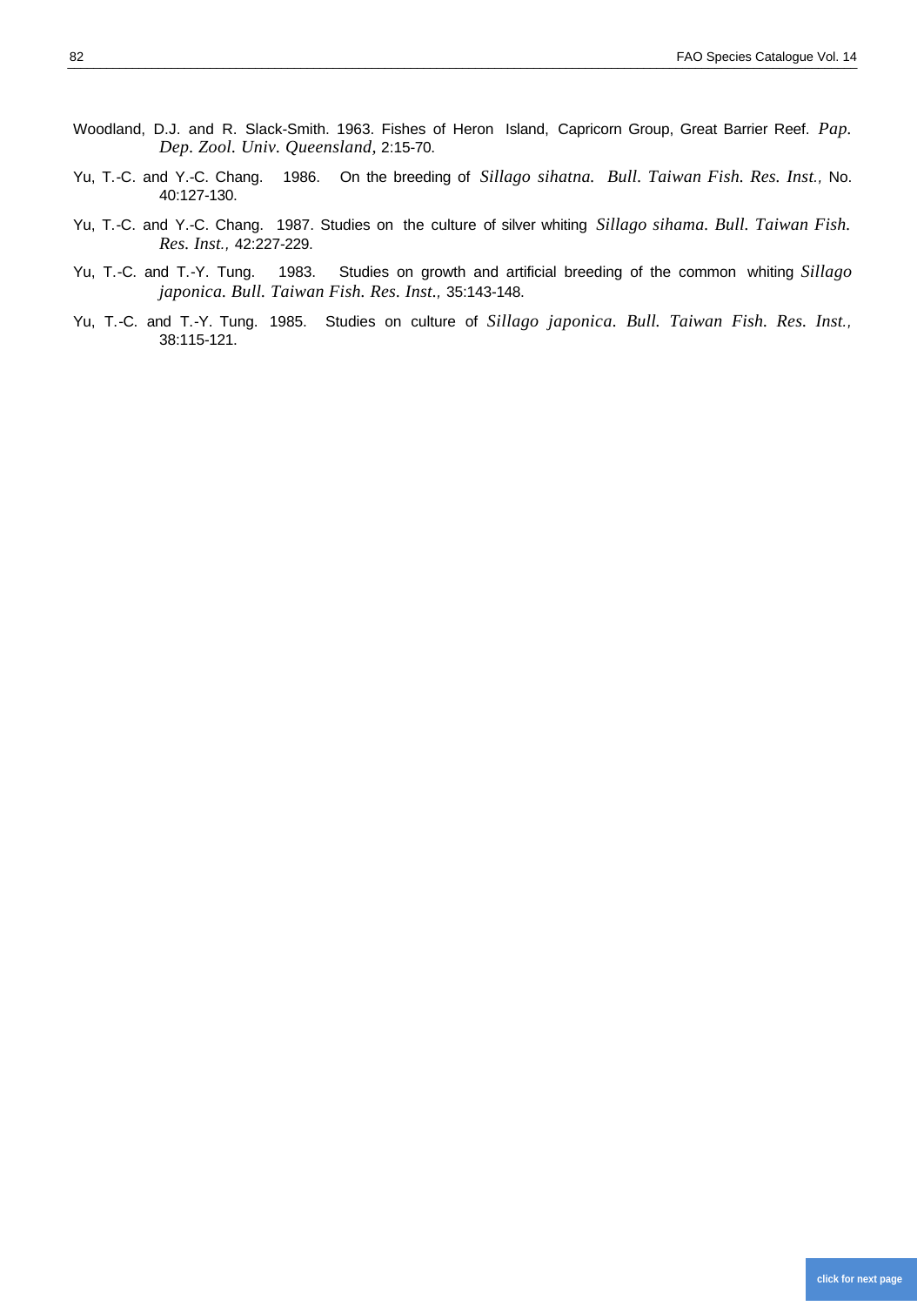Woodland, D.J. and R. Slack-Smith. 1963. Fishes of Heron Island, Capricorn Group, Great Barrier Reef. *Pap. Dep. Zool. Univ. Queensland*, 2:15-70.

Yu, T.-C. and Y.-C. Chang. 1986. On the breeding of *Sillago sihatna. Bull. Taiwan Fish. Res. Inst.,* No. 40:127-130.

Yu, T.-C. and Y.-C. Chang. 1987. Studies on the culture of silver whiting *Sillago sihama. Bull. Taiwan Fish. Res. Inst.,* 42:227-229.

Yu, T.-C. and T.-Y. Tung. 1983. Studies on growth and artificial breeding of the common whiting *Sillago japonica. Bull. Taiwan Fish. Res. Inst.,* 35:143-148.

Yu, T.-C. and T.-Y. Tung. 1985. Studies on culture of *Sillago japonica. Bull. Taiwan Fish. Res. Inst.,* 38:115-121.